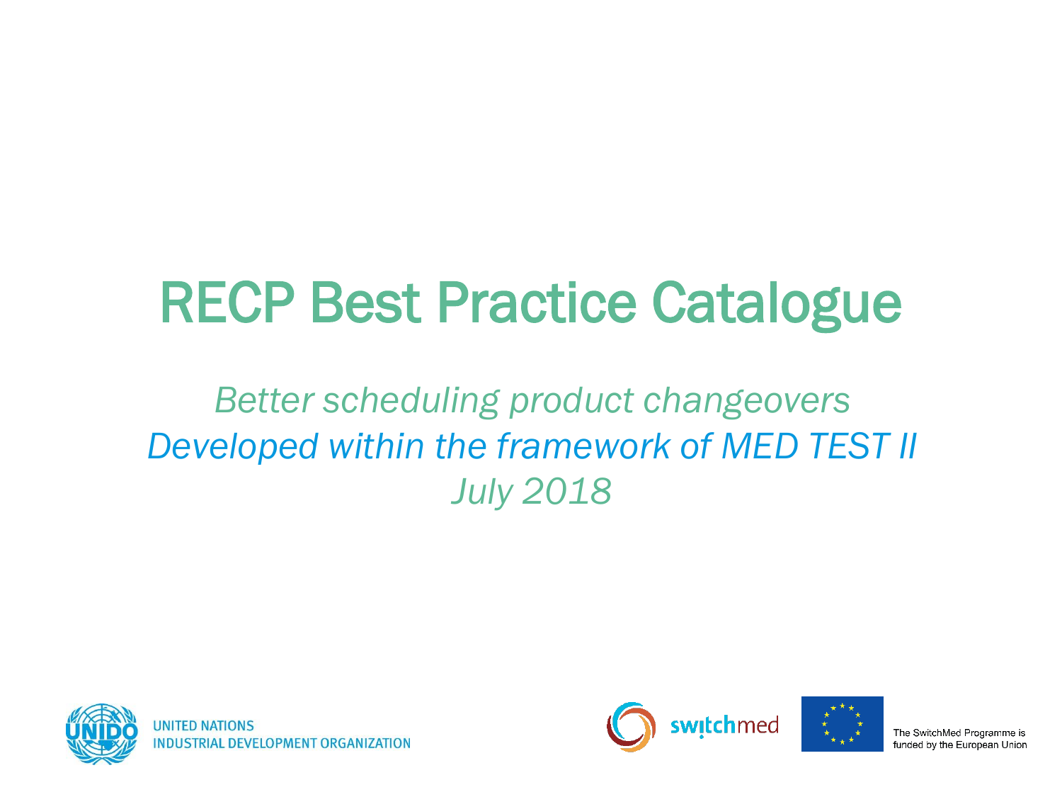# RECP Best Practice Catalogue

*Better scheduling product changeovers*

*Developed within the framework of MED TEST II*

*July 2018*

UNITED NATIONS
INDUSTRIAL DEVELOPMENT ORGANIZATION

switchmed

The SwitchMed Programme is funded by the European Union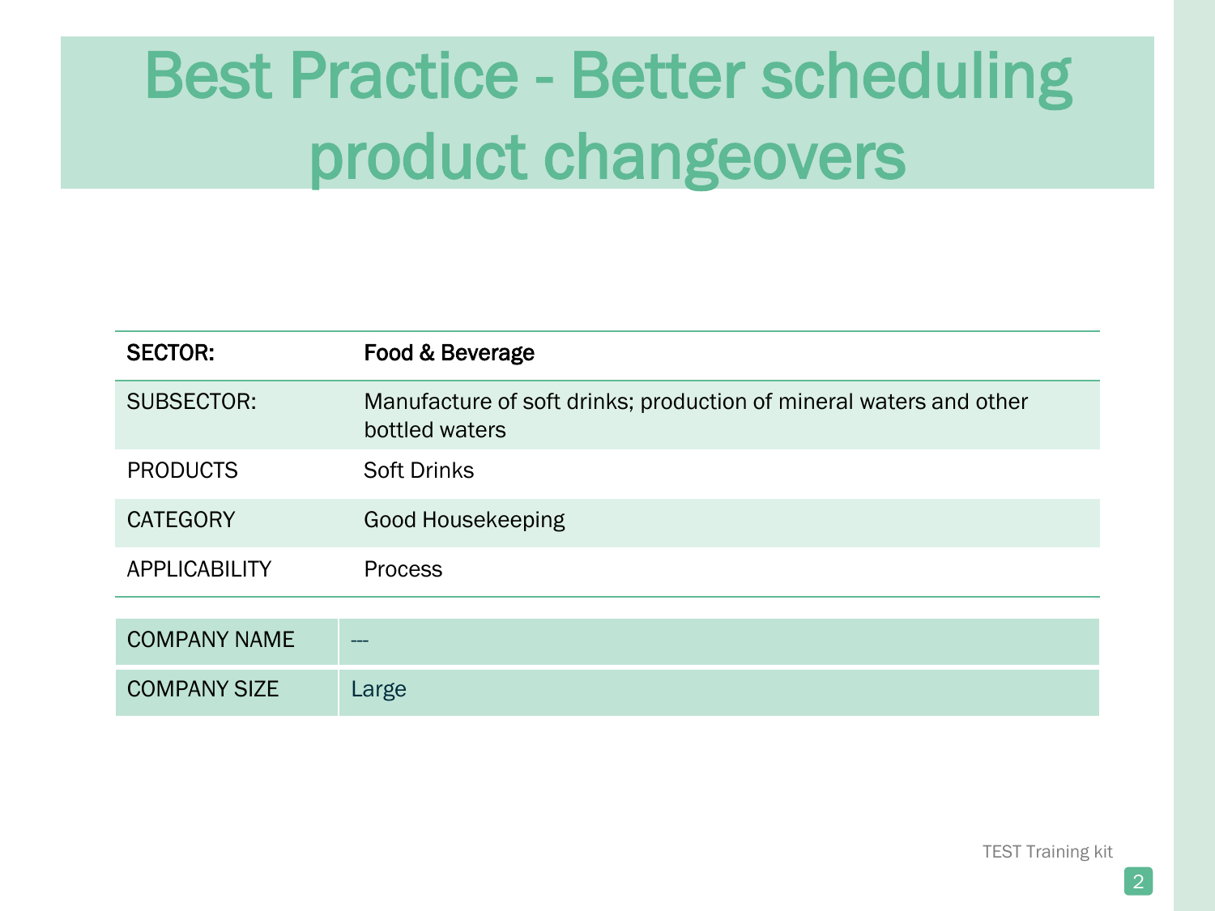# Best Practice - Better scheduling product changeovers

| **SECTOR:** | **Food & Beverage** |
|---|---|
| SUBSECTOR: | Manufacture of soft drinks; production of mineral waters and other bottled waters |
| PRODUCTS | Soft Drinks |
| CATEGORY | Good Housekeeping |
| APPLICABILITY | Process |

| COMPANY NAME | --- |
|---|---|
| COMPANY SIZE | Large |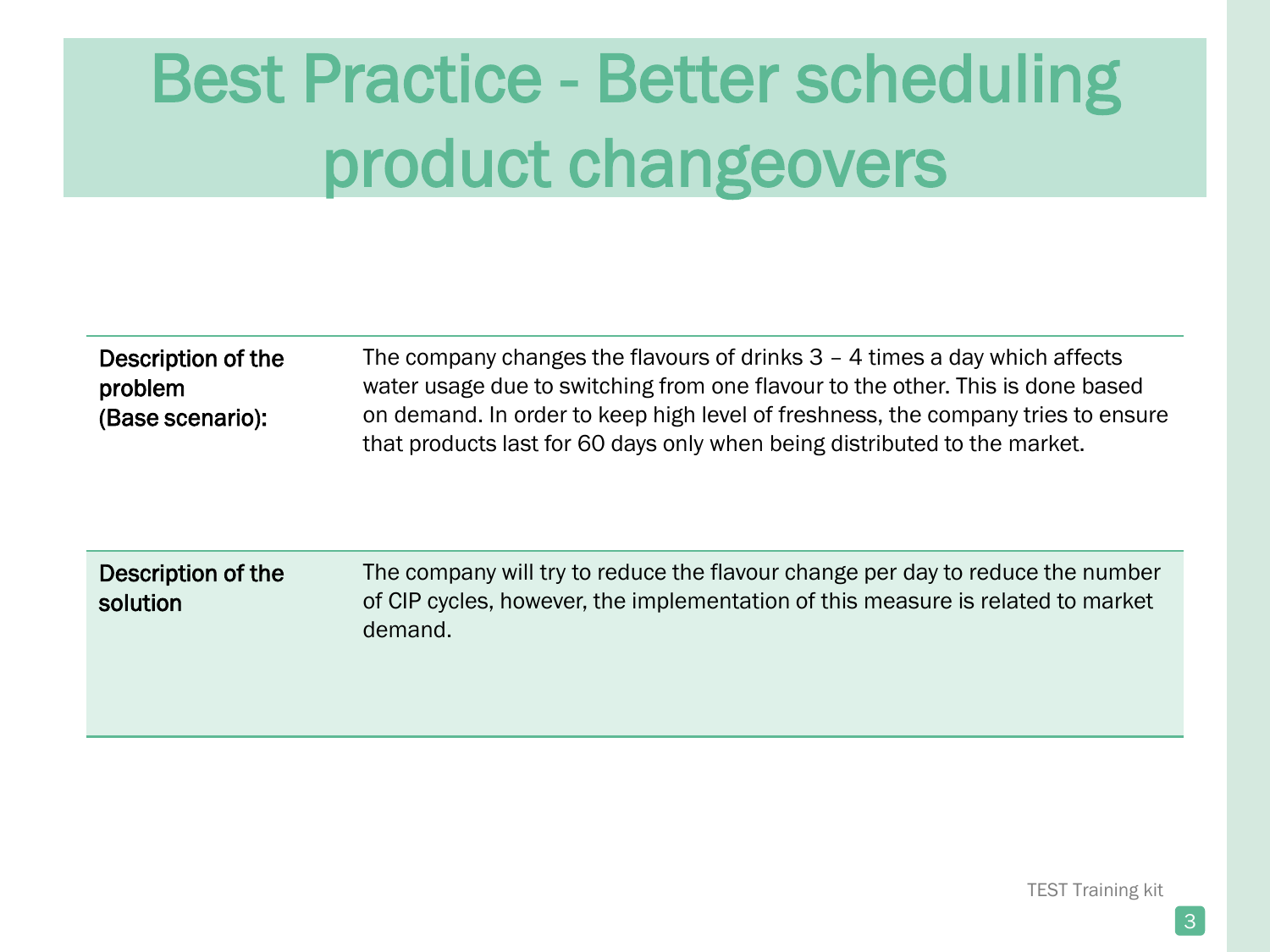# Best Practice - Better scheduling product changeovers

| | |
|---|---|
| **Description of the problem (Base scenario):** | The company changes the flavours of drinks 3 – 4 times a day which affects water usage due to switching from one flavour to the other. This is done based on demand. In order to keep high level of freshness, the company tries to ensure that products last for 60 days only when being distributed to the market. |
| **Description of the solution** | The company will try to reduce the flavour change per day to reduce the number of CIP cycles, however, the implementation of this measure is related to market demand. |

TEST Training kit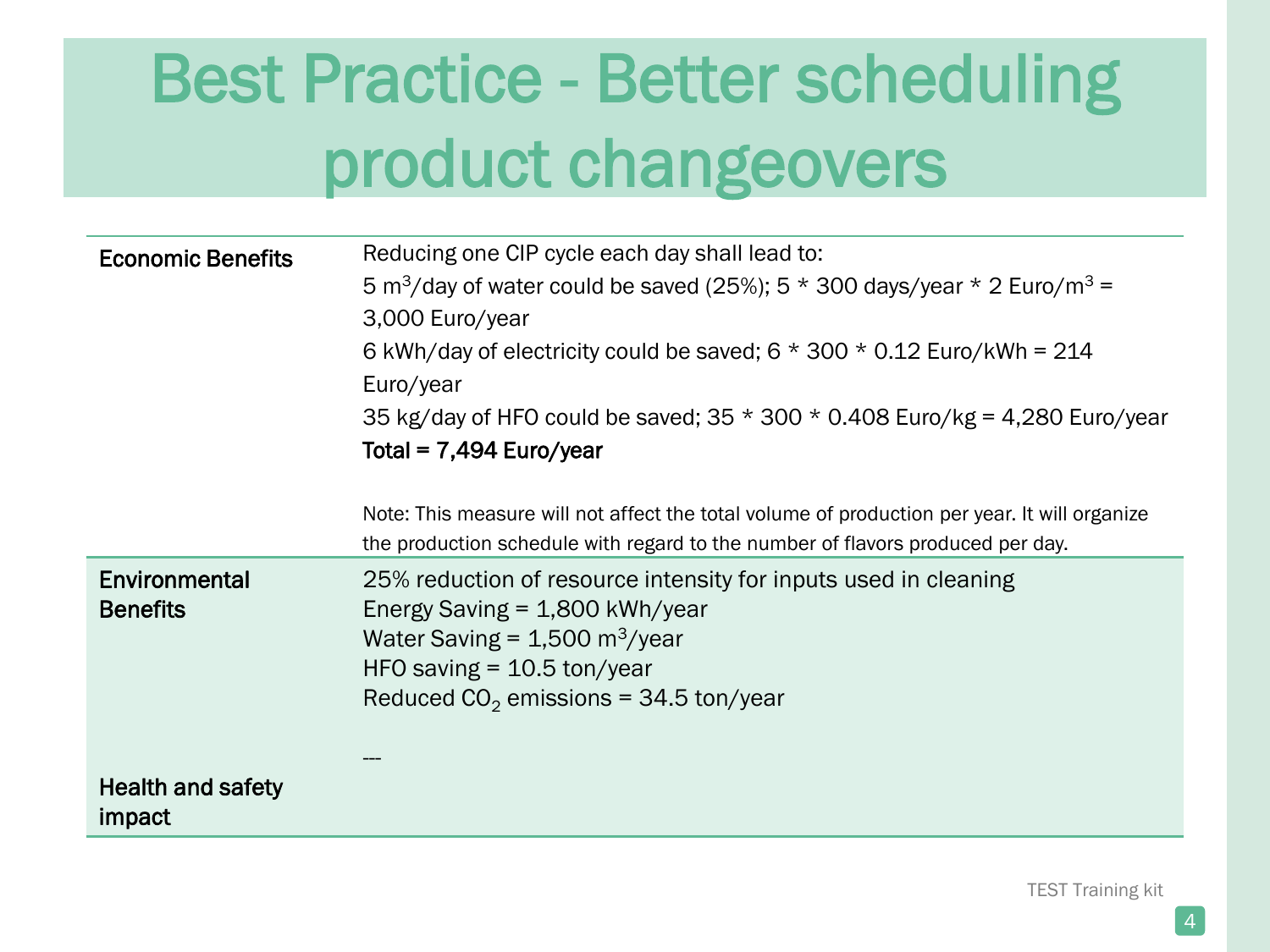# Best Practice - Better scheduling product changeovers

| | |
|---|---|
| **Economic Benefits** | Reducing one CIP cycle each day shall lead to:<br>5 $m^3$/day of water could be saved (25%); 5 * 300 days/year * 2 Euro/$m^3$ = 3,000 Euro/year<br>6 kWh/day of electricity could be saved; 6 * 300 * 0.12 Euro/kWh = 214 Euro/year<br>35 kg/day of HFO could be saved; 35 * 300 * 0.408 Euro/kg = 4,280 Euro/year<br>**Total = 7,494 Euro/year**<br><br>Note: This measure will not affect the total volume of production per year. It will organize the production schedule with regard to the number of flavors produced per day. |
| **Environmental Benefits** | 25% reduction of resource intensity for inputs used in cleaning<br>Energy Saving = 1,800 kWh/year<br>Water Saving = 1,500 $m^3$/year<br>HFO saving = 10.5 ton/year<br>Reduced $CO_2$ emissions = 34.5 ton/year |
| **Health and safety impact** | --- |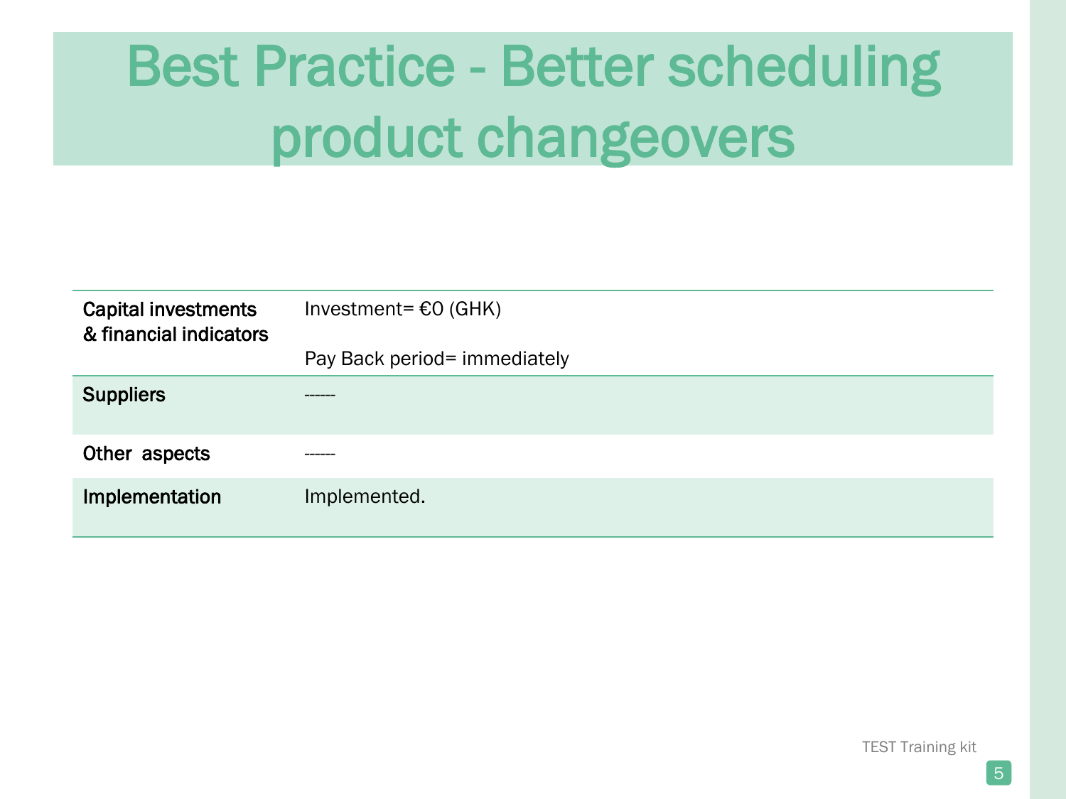# Best Practice - Better scheduling product changeovers

| | |
|---|---|
| **Capital investments & financial indicators** | Investment= €0 (GHK)<br><br>Pay Back period= immediately |
| **Suppliers** | ------ |
| **Other aspects** | ------ |
| **Implementation** | Implemented. |